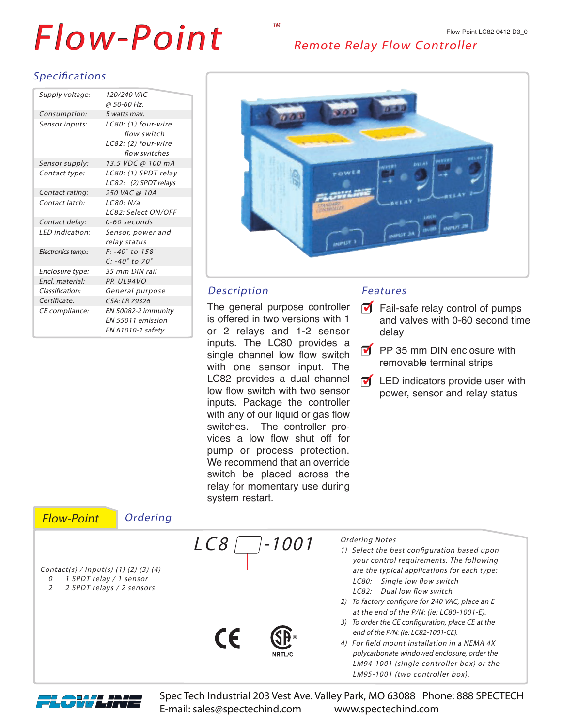# Flow-Point™

## Remote Relay Flow Controller

Flow-Point LC82 0412 D3_0

## Specifications

| | |
|---|---|
| Supply voltage: | 120/240 VAC @ 50-60 Hz. |
| Consumption: | 5 watts max. |
| Sensor inputs: | LC80: (1) four-wire flow switch<br>LC82: (2) four-wire flow switches |
| Sensor supply: | 13.5 VDC @ 100 mA |
| Contact type: | LC80: (1) SPDT relay<br>LC82: (2) SPDT relays |
| Contact rating: | 250 VAC @ 10A |
| Contact latch: | LC80: N/a<br>LC82: Select ON/OFF |
| Contact delay: | 0-60 seconds |
| LED indication: | Sensor, power and relay status |
| Electronics temp.: | F: -40° to 158°<br>C: -40° to 70° |
| Enclosure type: | 35 mm DIN rail |
| Encl. material: | PP, UL94VO |
| Classification: | General purpose |
| Certificate: | CSA: LR 79326 |
| CE compliance: | EN 50082-2 immunity<br>EN 55011 emission<br>EN 61010-1 safety |

## Description

The general purpose controller is offered in two versions with 1 or 2 relays and 1-2 sensor inputs. The LC80 provides a single channel low flow switch with one sensor input. The LC82 provides a dual channel low flow switch with two sensor inputs. Package the controller with any of our liquid or gas flow switches. The controller provides a low flow shut off for pump or process protection. We recommend that an override switch be placed across the relay for momentary use during system restart.

## Features

- Fail-safe relay control of pumps and valves with 0-60 second time delay
- PP 35 mm DIN enclosure with removable terminal strips
- LED indicators provide user with power, sensor and relay status

## Flow-Point Ordering

LC8 [ ] -1001

Contact(s) / input(s) (1) (2) (3) (4)

- 0 — 1 SPDT relay / 1 sensor
- 2 — 2 SPDT relays / 2 sensors

### Ordering Notes

1) Select the best configuration based upon your control requirements. The following are the typical applications for each type:
   - LC80: Single low flow switch
   - LC82: Dual low flow switch
2) To factory configure for 240 VAC, place an E at the end of the P/N: (ie: LC80-1001-E).
3) To order the CE configuration, place CE at the end of the P/N: (ie: LC82-1001-CE).
4) For field mount installation in a NEMA 4X polycarbonate windowed enclosure, order the LM94-1001 (single controller box) or the LM95-1001 (two controller box).

CE   SP® NRTL/C

FLOWLINE

Spec Tech Industrial 203 Vest Ave. Valley Park, MO 63088 Phone: 888 SPECTECH
E-mail: sales@spectechind.com www.spectechind.com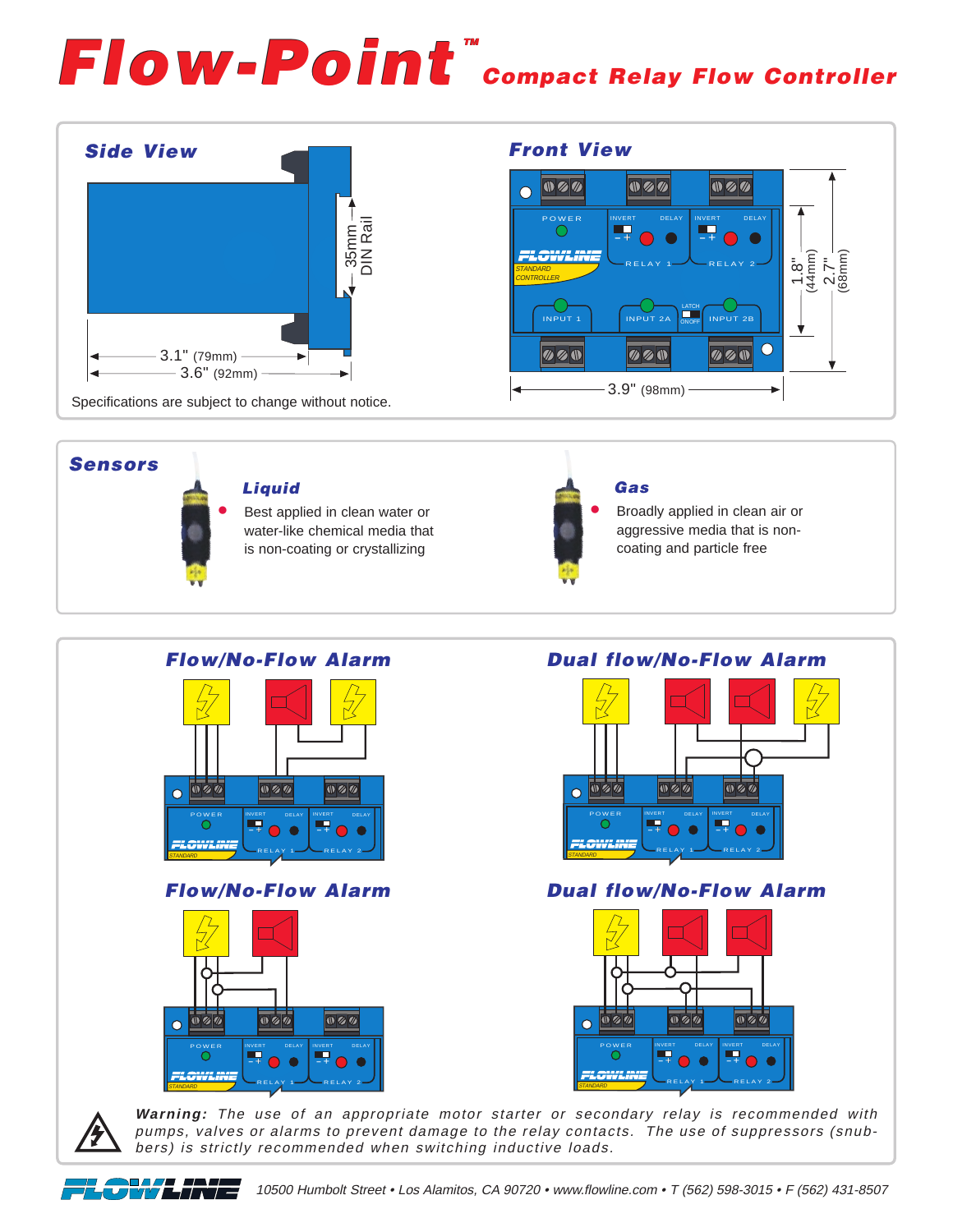# Flow-Point™ Compact Relay Flow Controller

## Side View

35mm DIN Rail

3.1" (79mm)

3.6" (92mm)

Specifications are subject to change without notice.

## Front View

POWER

INVERT DELAY INVERT DELAY

RELAY 1 RELAY 2

STANDARD CONTROLLER

INPUT 1 INPUT 2A LATCH ON/OFF INPUT 2B

1.8" (44mm)

2.7" (68mm)

3.9" (98mm)

## Sensors

### Liquid

- Best applied in clean water or water-like chemical media that is non-coating or crystallizing

### Gas

- Broadly applied in clean air or aggressive media that is non-coating and particle free

## Flow/No-Flow Alarm

## Dual flow/No-Flow Alarm

## Flow/No-Flow Alarm

## Dual flow/No-Flow Alarm

***Warning:*** *The use of an appropriate motor starter or secondary relay is recommended with pumps, valves or alarms to prevent damage to the relay contacts. The use of suppressors (snubbers) is strictly recommended when switching inductive loads.*

FLOWLINE 10500 Humbolt Street • Los Alamitos, CA 90720 • www.flowline.com • T (562) 598-3015 • F (562) 431-8507